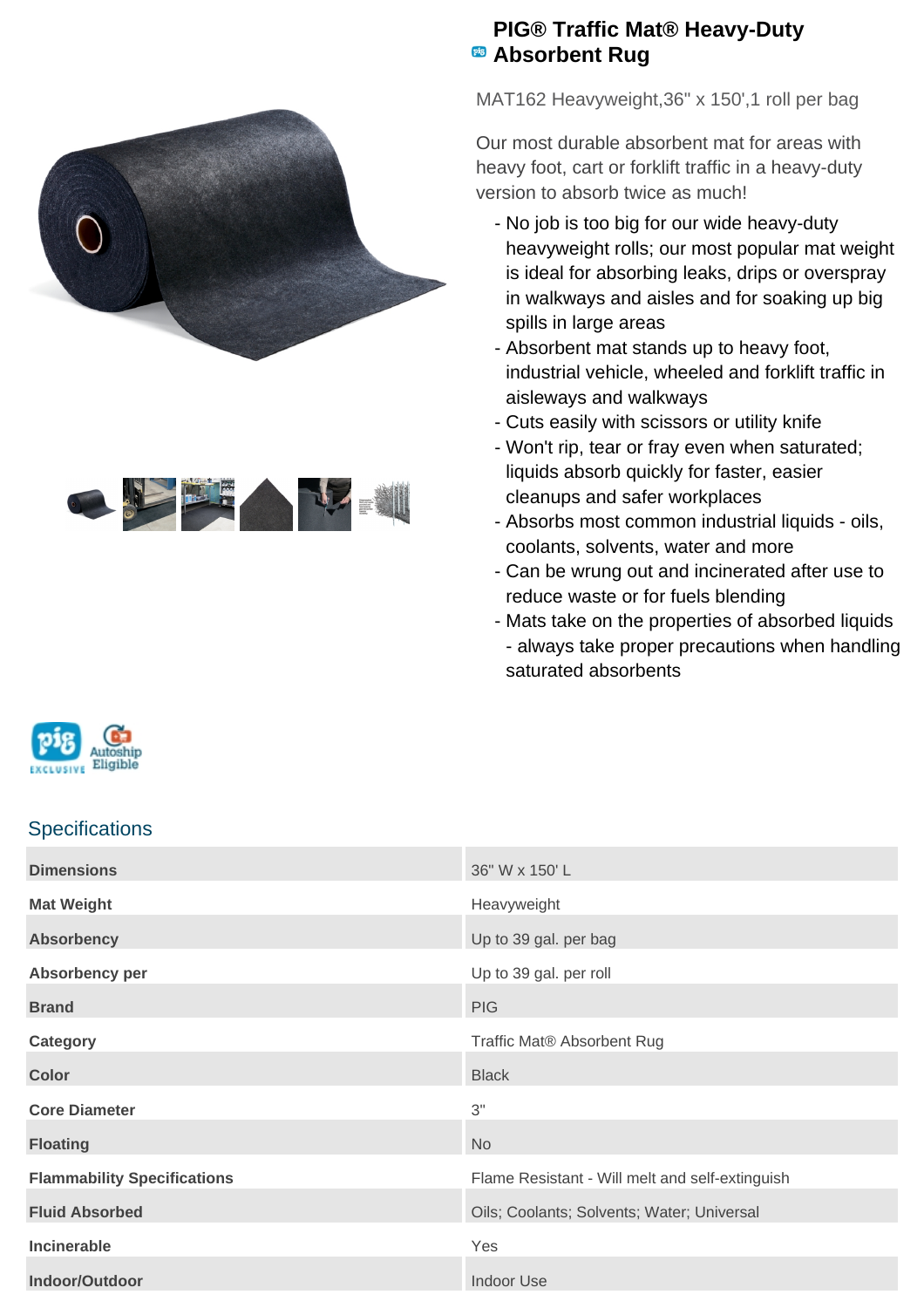# PIG® Traffic Mat® Heavy-Duty Absorbent Rug

MAT162 Heavyweight,36" x 150',1 roll per bag

Our most durable absorbent mat for areas with heavy foot, cart or forklift traffic in a heavy-duty version to absorb twice as much!

- No job is too big for our wide heavy-duty heavyweight rolls; our most popular mat weight is ideal for absorbing leaks, drips or overspray in walkways and aisles and for soaking up big spills in large areas
- Absorbent mat stands up to heavy foot, industrial vehicle, wheeled and forklift traffic in aisleways and walkways
- Cuts easily with scissors or utility knife
- Won't rip, tear or fray even when saturated; liquids absorb quickly for faster, easier cleanups and safer workplaces
- Absorbs most common industrial liquids - oils, coolants, solvents, water and more
- Can be wrung out and incinerated after use to reduce waste or for fuels blending
- Mats take on the properties of absorbed liquids - always take proper precautions when handling saturated absorbents

## Specifications

| | |
|---|---|
| **Dimensions** | 36" W x 150' L |
| **Mat Weight** | Heavyweight |
| **Absorbency** | Up to 39 gal. per bag |
| **Absorbency per** | Up to 39 gal. per roll |
| **Brand** | PIG |
| **Category** | Traffic Mat® Absorbent Rug |
| **Color** | Black |
| **Core Diameter** | 3" |
| **Floating** | No |
| **Flammability Specifications** | Flame Resistant - Will melt and self-extinguish |
| **Fluid Absorbed** | Oils; Coolants; Solvents; Water; Universal |
| **Incinerable** | Yes |
| **Indoor/Outdoor** | Indoor Use |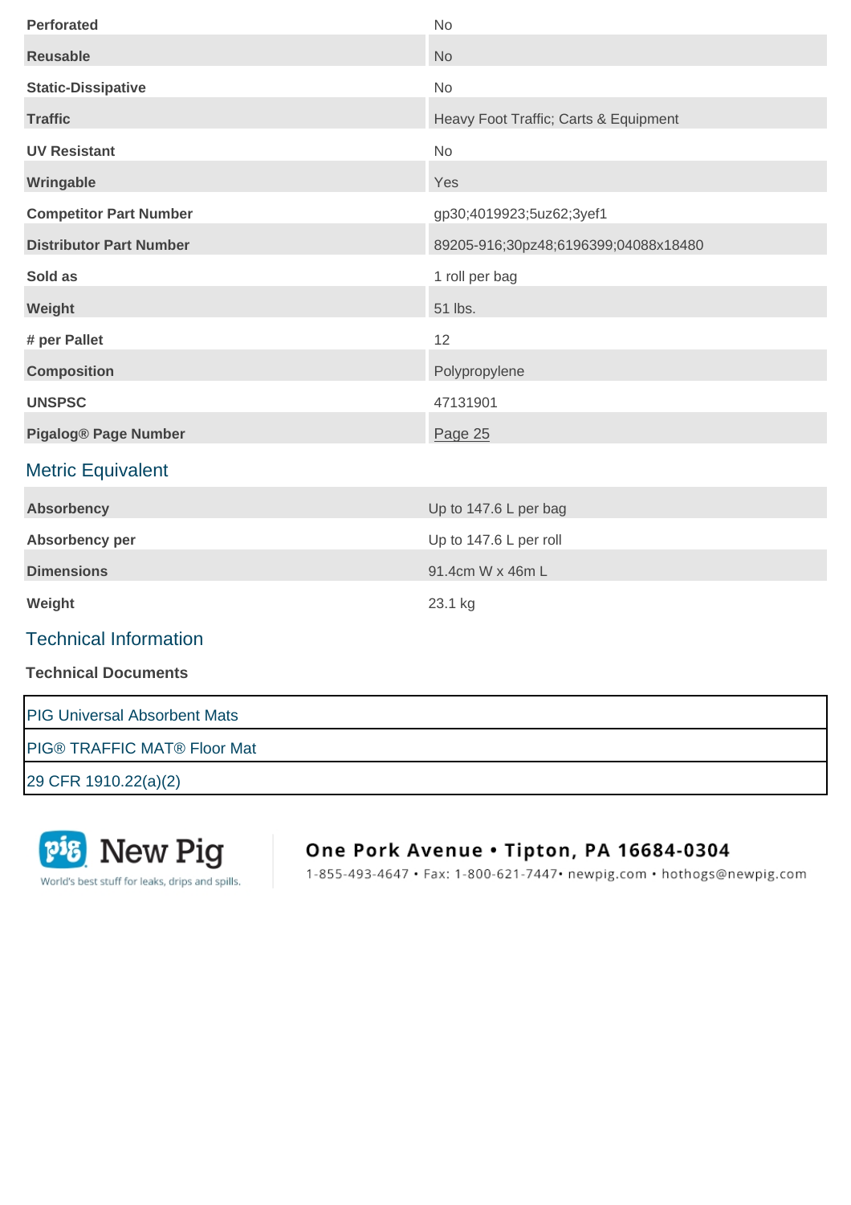| | |
|---|---|
| **Perforated** | No |
| **Reusable** | No |
| **Static-Dissipative** | No |
| **Traffic** | Heavy Foot Traffic; Carts & Equipment |
| **UV Resistant** | No |
| **Wringable** | Yes |
| **Competitor Part Number** | gp30;4019923;5uz62;3yef1 |
| **Distributor Part Number** | 89205-916;30pz48;6196399;04088x18480 |
| **Sold as** | 1 roll per bag |
| **Weight** | 51 lbs. |
| **# per Pallet** | 12 |
| **Composition** | Polypropylene |
| **UNSPSC** | 47131901 |
| **Pigalog® Page Number** | Page 25 |

## Metric Equivalent

| | |
|---|---|
| **Absorbency** | Up to 147.6 L per bag |
| **Absorbency per** | Up to 147.6 L per roll |
| **Dimensions** | 91.4cm W x 46m L |
| **Weight** | 23.1 kg |

## Technical Information

**Technical Documents**

| |
|---|
| PIG Universal Absorbent Mats |
| PIG® TRAFFIC MAT® Floor Mat |
| 29 CFR 1910.22(a)(2) |

New Pig
World's best stuff for leaks, drips and spills.

**One Pork Avenue • Tipton, PA 16684-0304**
1-855-493-4647 • Fax: 1-800-621-7447• newpig.com • hothogs@newpig.com